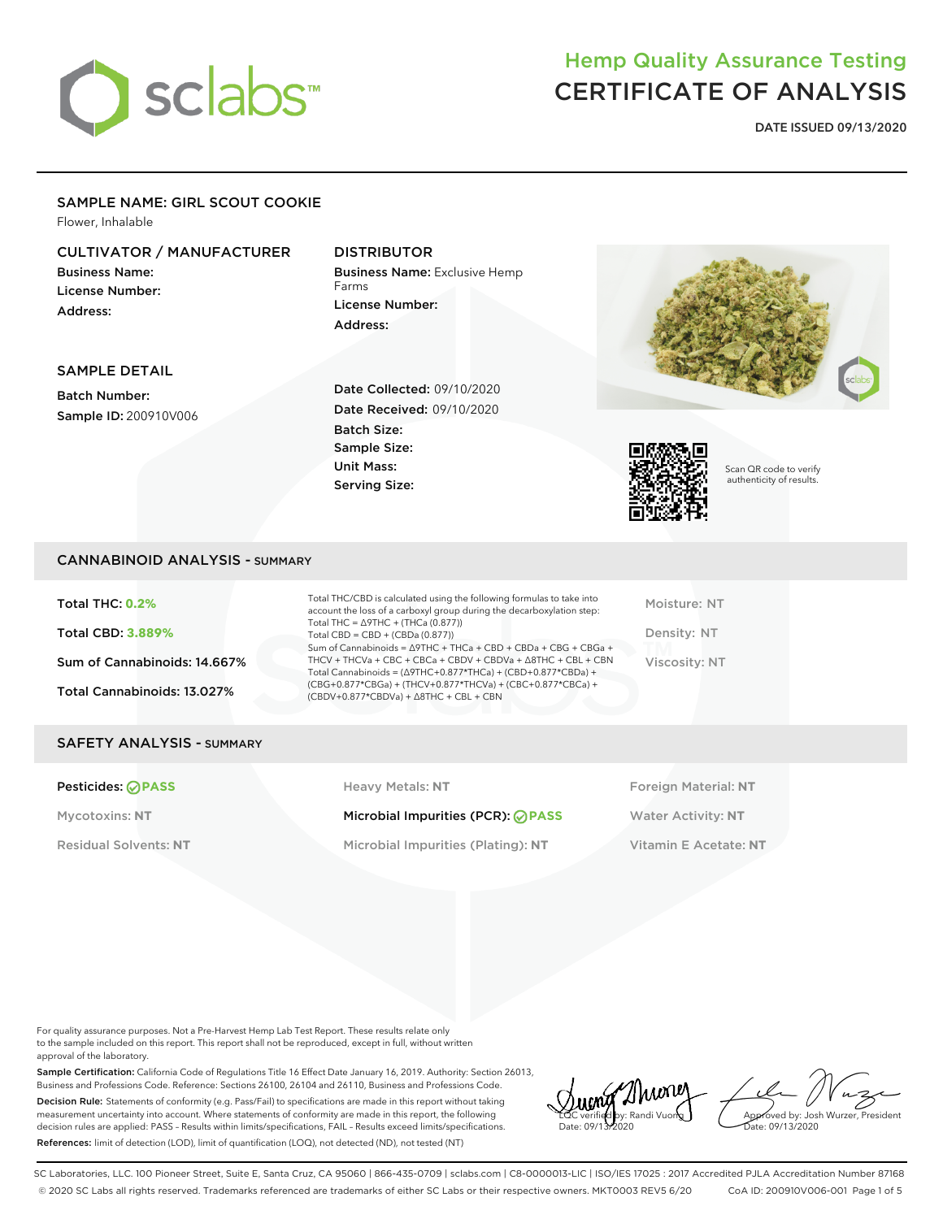# Hemp Quality Assurance Testing
# CERTIFICATE OF ANALYSIS

**DATE ISSUED 09/13/2020**

## SAMPLE NAME: GIRL SCOUT COOKIE

Flower, Inhalable

### CULTIVATOR / MANUFACTURER

**Business Name:**
**License Number:**
**Address:**

### DISTRIBUTOR

**Business Name:** Exclusive Hemp Farms
**License Number:**
**Address:**

### SAMPLE DETAIL

**Batch Number:**
**Sample ID:** 200910V006

**Date Collected:** 09/10/2020
**Date Received:** 09/10/2020
**Batch Size:**
**Sample Size:**
**Unit Mass:**
**Serving Size:**

Scan QR code to verify authenticity of results.

## CANNABINOID ANALYSIS - SUMMARY

**Total THC: 0.2%**

**Total CBD: 3.889%**

**Sum of Cannabinoids: 14.667%**

**Total Cannabinoids: 13.027%**

Total THC/CBD is calculated using the following formulas to take into account the loss of a carboxyl group during the decarboxylation step:
Total THC = Δ9THC + (THCa (0.877))
Total CBD = CBD + (CBDa (0.877))
Sum of Cannabinoids = Δ9THC + THCa + CBD + CBDa + CBG + CBGa + THCV + THCVa + CBC + CBCa + CBDV + CBDVa + Δ8THC + CBL + CBN
Total Cannabinoids = (Δ9THC+0.877*THCa) + (CBD+0.877*CBDa) + (CBG+0.877*CBGa) + (THCV+0.877*THCVa) + (CBC+0.877*CBCa) + (CBDV+0.877*CBDVa) + Δ8THC + CBL + CBN

Moisture: NT

Density: NT

Viscosity: NT

## SAFETY ANALYSIS - SUMMARY

| | | |
|---|---|---|
| Pesticides: PASS | Heavy Metals: NT | Foreign Material: NT |
| Mycotoxins: NT | Microbial Impurities (PCR): PASS | Water Activity: NT |
| Residual Solvents: NT | Microbial Impurities (Plating): NT | Vitamin E Acetate: NT |

For quality assurance purposes. Not a Pre-Harvest Hemp Lab Test Report. These results relate only to the sample included on this report. This report shall not be reproduced, except in full, without written approval of the laboratory.

**Sample Certification:** California Code of Regulations Title 16 Effect Date January 16, 2019. Authority: Section 26013, Business and Professions Code. Reference: Sections 26100, 26104 and 26110, Business and Professions Code.

**Decision Rule:** Statements of conformity (e.g. Pass/Fail) to specifications are made in this report without taking measurement uncertainty into account. Where statements of conformity are made in this report, the following decision rules are applied: PASS - Results within limits/specifications, FAIL - Results exceed limits/specifications.

**References:** limit of detection (LOD), limit of quantification (LOQ), not detected (ND), not tested (NT)

LQC verified by: Randi Vuong
Date: 09/13/2020

Approved by: Josh Wurzer, President
Date: 09/13/2020

SC Laboratories, LLC. 100 Pioneer Street, Suite E, Santa Cruz, CA 95060 | 866-435-0709 | sclabs.com | C8-0000013-LIC | ISO/IES 17025 : 2017 Accredited PJLA Accreditation Number 87168
© 2020 SC Labs all rights reserved. Trademarks referenced are trademarks of either SC Labs or their respective owners. MKT0003 REV5 6/20 CoA ID: 200910V006-001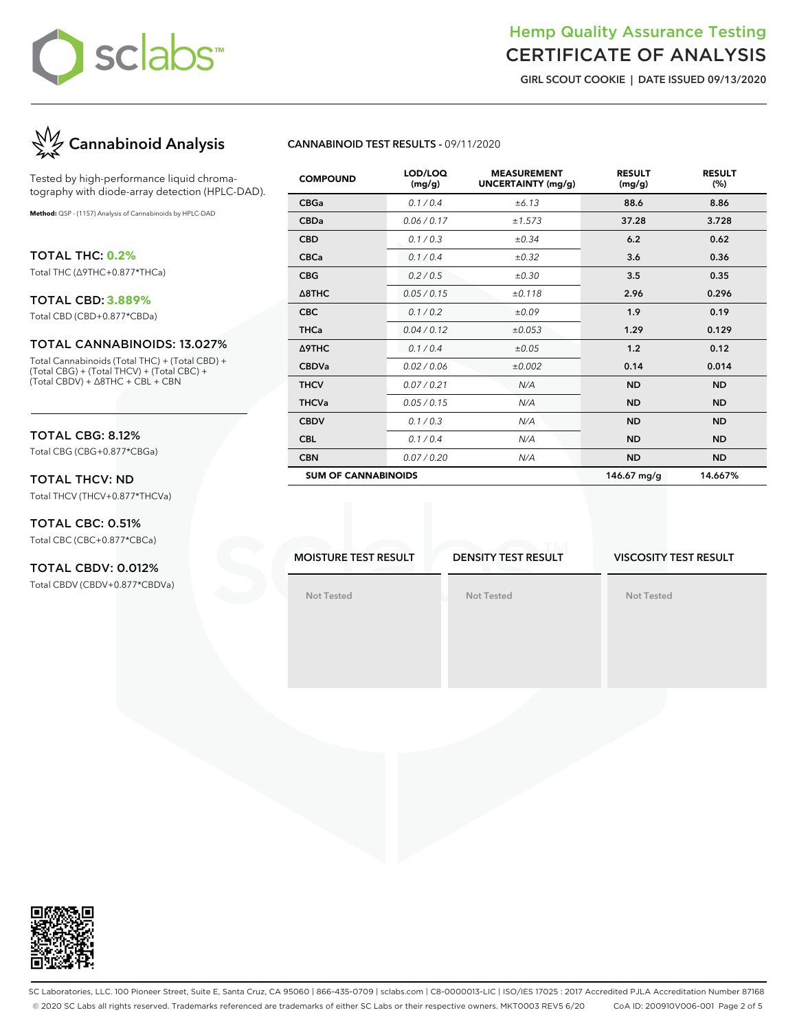# Hemp Quality Assurance Testing
# CERTIFICATE OF ANALYSIS

**GIRL SCOUT COOKIE | DATE ISSUED 09/13/2020**

## Cannabinoid Analysis

Tested by high-performance liquid chromatography with diode-array detection (HPLC-DAD).

**Method:** QSP - (1157) Analysis of Cannabinoids by HPLC-DAD

### TOTAL THC: 0.2%

Total THC (Δ9THC+0.877*THCa)

### TOTAL CBD: 3.889%

Total CBD (CBD+0.877*CBDa)

### TOTAL CANNABINOIDS: 13.027%

Total Cannabinoids (Total THC) + (Total CBD) + (Total CBG) + (Total THCV) + (Total CBC) + (Total CBDV) + Δ8THC + CBL + CBN

### TOTAL CBG: 8.12%

Total CBG (CBG+0.877*CBGa)

### TOTAL THCV: ND

Total THCV (THCV+0.877*THCVa)

### TOTAL CBC: 0.51%

Total CBC (CBC+0.877*CBCa)

### TOTAL CBDV: 0.012%

Total CBDV (CBDV+0.877*CBDVa)

**CANNABINOID TEST RESULTS** - 09/11/2020

| COMPOUND | LOD/LOQ (mg/g) | MEASUREMENT UNCERTAINTY (mg/g) | RESULT (mg/g) | RESULT (%) |
|---|---|---|---|---|
| CBGa | 0.1 / 0.4 | ±6.13 | 88.6 | 8.86 |
| CBDa | 0.06 / 0.17 | ±1.573 | 37.28 | 3.728 |
| CBD | 0.1 / 0.3 | ±0.34 | 6.2 | 0.62 |
| CBCa | 0.1 / 0.4 | ±0.32 | 3.6 | 0.36 |
| CBG | 0.2 / 0.5 | ±0.30 | 3.5 | 0.35 |
| Δ8THC | 0.05 / 0.15 | ±0.118 | 2.96 | 0.296 |
| CBC | 0.1 / 0.2 | ±0.09 | 1.9 | 0.19 |
| THCa | 0.04 / 0.12 | ±0.053 | 1.29 | 0.129 |
| Δ9THC | 0.1 / 0.4 | ±0.05 | 1.2 | 0.12 |
| CBDVa | 0.02 / 0.06 | ±0.002 | 0.14 | 0.014 |
| THCV | 0.07 / 0.21 | N/A | ND | ND |
| THCVa | 0.05 / 0.15 | N/A | ND | ND |
| CBDV | 0.1 / 0.3 | N/A | ND | ND |
| CBL | 0.1 / 0.4 | N/A | ND | ND |
| CBN | 0.07 / 0.20 | N/A | ND | ND |
| **SUM OF CANNABINOIDS** | | | 146.67 mg/g | 14.667% |

| MOISTURE TEST RESULT | DENSITY TEST RESULT | VISCOSITY TEST RESULT |
|---|---|---|
| Not Tested | Not Tested | Not Tested |

SC Laboratories, LLC. 100 Pioneer Street, Suite E, Santa Cruz, CA 95060 | 866-435-0709 | sclabs.com | C8-0000013-LIC | ISO/IES 17025 : 2017 Accredited PJLA Accreditation Number 87168
© 2020 SC Labs all rights reserved. Trademarks referenced are trademarks of either SC Labs or their respective owners. MKT0003 REV5 6/20 CoA ID: 200910V006-001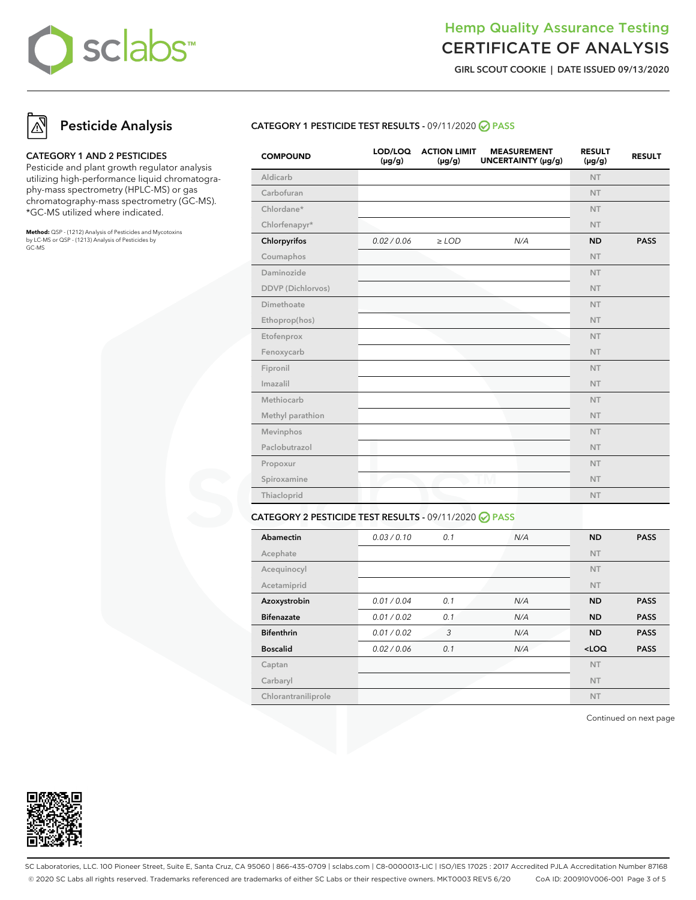# Hemp Quality Assurance Testing
# CERTIFICATE OF ANALYSIS

**GIRL SCOUT COOKIE | DATE ISSUED 09/13/2020**

## Pesticide Analysis

### CATEGORY 1 AND 2 PESTICIDES

Pesticide and plant growth regulator analysis utilizing high-performance liquid chromatography-mass spectrometry (HPLC-MS) or gas chromatography-mass spectrometry (GC-MS). *GC-MS utilized where indicated.

**Method:** QSP - (1212) Analysis of Pesticides and Mycotoxins by LC-MS or QSP - (1213) Analysis of Pesticides by GC-MS

### CATEGORY 1 PESTICIDE TEST RESULTS - 09/11/2020 PASS

| COMPOUND | LOD/LOQ (μg/g) | ACTION LIMIT (μg/g) | MEASUREMENT UNCERTAINTY (μg/g) | RESULT (μg/g) | RESULT |
|---|---|---|---|---|---|
| Aldicarb | | | | NT | |
| Carbofuran | | | | NT | |
| Chlordane* | | | | NT | |
| Chlorfenapyr* | | | | NT | |
| **Chlorpyrifos** | *0.02 / 0.06* | *≥ LOD* | *N/A* | **ND** | **PASS** |
| Coumaphos | | | | NT | |
| Daminozide | | | | NT | |
| DDVP (Dichlorvos) | | | | NT | |
| Dimethoate | | | | NT | |
| Ethoprop(hos) | | | | NT | |
| Etofenprox | | | | NT | |
| Fenoxycarb | | | | NT | |
| Fipronil | | | | NT | |
| Imazalil | | | | NT | |
| Methiocarb | | | | NT | |
| Methyl parathion | | | | NT | |
| Mevinphos | | | | NT | |
| Paclobutrazol | | | | NT | |
| Propoxur | | | | NT | |
| Spiroxamine | | | | NT | |
| Thiacloprid | | | | NT | |

### CATEGORY 2 PESTICIDE TEST RESULTS - 09/11/2020 PASS

| COMPOUND | LOD/LOQ (μg/g) | ACTION LIMIT (μg/g) | MEASUREMENT UNCERTAINTY (μg/g) | RESULT (μg/g) | RESULT |
|---|---|---|---|---|---|
| **Abamectin** | *0.03 / 0.10* | *0.1* | *N/A* | **ND** | **PASS** |
| Acephate | | | | NT | |
| Acequinocyl | | | | NT | |
| Acetamiprid | | | | NT | |
| **Azoxystrobin** | *0.01 / 0.04* | *0.1* | *N/A* | **ND** | **PASS** |
| **Bifenazate** | *0.01 / 0.02* | *0.1* | *N/A* | **ND** | **PASS** |
| **Bifenthrin** | *0.01 / 0.02* | *3* | *N/A* | **ND** | **PASS** |
| **Boscalid** | *0.02 / 0.06* | *0.1* | *N/A* | **<LOQ** | **PASS** |
| Captan | | | | NT | |
| Carbaryl | | | | NT | |
| Chlorantraniliprole | | | | NT | |

Continued on next page

SC Laboratories, LLC. 100 Pioneer Street, Suite E, Santa Cruz, CA 95060 | 866-435-0709 | sclabs.com | C8-0000013-LIC | ISO/IES 17025 : 2017 Accredited PJLA Accreditation Number 87168
© 2020 SC Labs all rights reserved. Trademarks referenced are trademarks of either SC Labs or their respective owners. MKT0003 REV5 6/20 CoA ID: 200910V006-001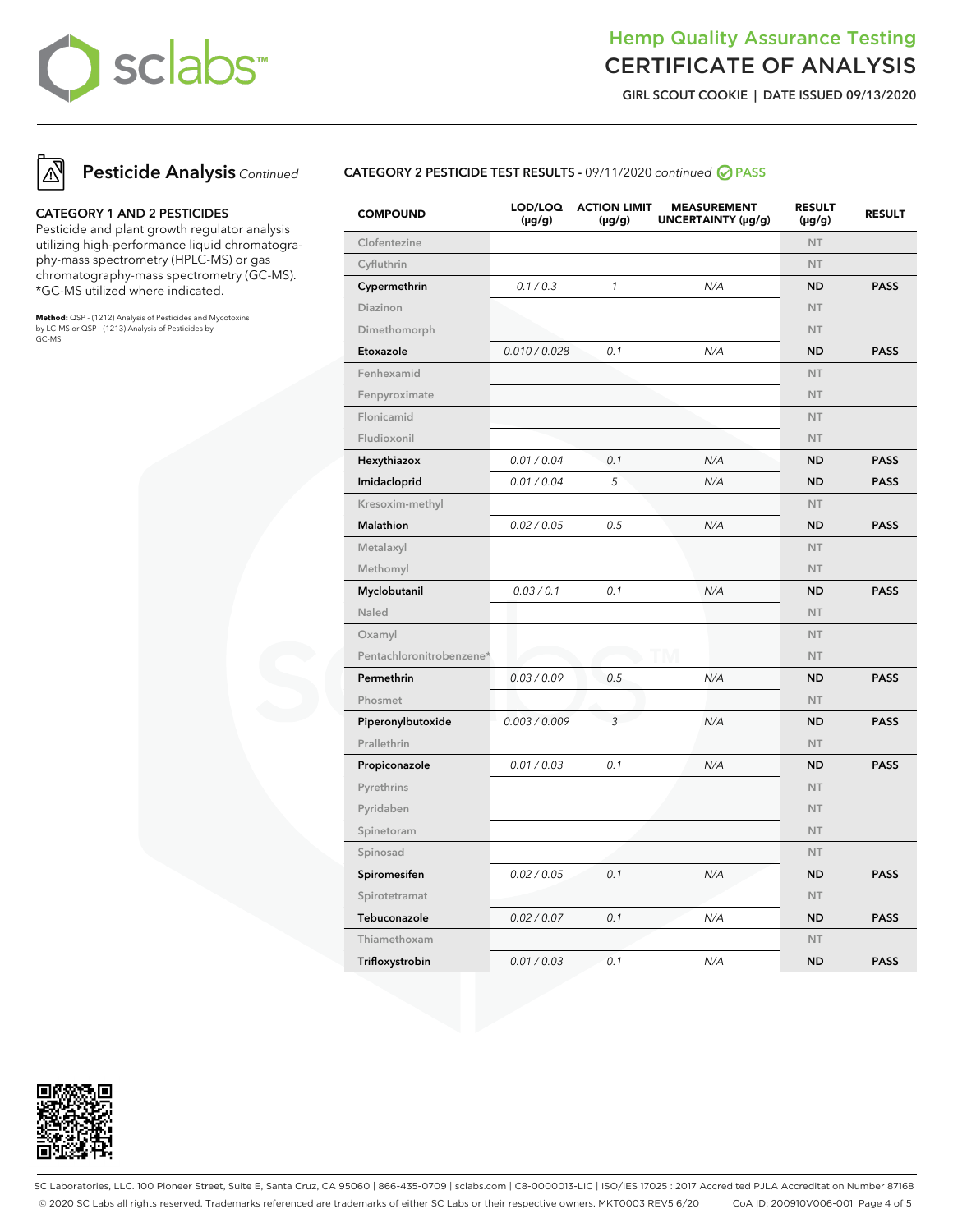**Hemp Quality Assurance Testing**
# CERTIFICATE OF ANALYSIS

**GIRL SCOUT COOKIE | DATE ISSUED 09/13/2020**

## Pesticide Analysis *Continued*

### CATEGORY 1 AND 2 PESTICIDES

Pesticide and plant growth regulator analysis utilizing high-performance liquid chromatography-mass spectrometry (HPLC-MS) or gas chromatography-mass spectrometry (GC-MS). *GC-MS utilized where indicated.

**Method:** QSP - (1212) Analysis of Pesticides and Mycotoxins by LC-MS or QSP - (1213) Analysis of Pesticides by GC-MS

### CATEGORY 2 PESTICIDE TEST RESULTS - 09/11/2020 *continued* PASS

| COMPOUND | LOD/LOQ (µg/g) | ACTION LIMIT (µg/g) | MEASUREMENT UNCERTAINTY (µg/g) | RESULT (µg/g) | RESULT |
|---|---|---|---|---|---|
| Clofentezine | | | | NT | |
| Cyfluthrin | | | | NT | |
| **Cypermethrin** | *0.1 / 0.3* | *1* | *N/A* | **ND** | **PASS** |
| Diazinon | | | | NT | |
| Dimethomorph | | | | NT | |
| **Etoxazole** | *0.010 / 0.028* | *0.1* | *N/A* | **ND** | **PASS** |
| Fenhexamid | | | | NT | |
| Fenpyroximate | | | | NT | |
| Flonicamid | | | | NT | |
| Fludioxonil | | | | NT | |
| **Hexythiazox** | *0.01 / 0.04* | *0.1* | *N/A* | **ND** | **PASS** |
| **Imidacloprid** | *0.01 / 0.04* | *5* | *N/A* | **ND** | **PASS** |
| Kresoxim-methyl | | | | NT | |
| **Malathion** | *0.02 / 0.05* | *0.5* | *N/A* | **ND** | **PASS** |
| Metalaxyl | | | | NT | |
| Methomyl | | | | NT | |
| **Myclobutanil** | *0.03 / 0.1* | *0.1* | *N/A* | **ND** | **PASS** |
| Naled | | | | NT | |
| Oxamyl | | | | NT | |
| Pentachloronitrobenzene* | | | | NT | |
| **Permethrin** | *0.03 / 0.09* | *0.5* | *N/A* | **ND** | **PASS** |
| Phosmet | | | | NT | |
| **Piperonylbutoxide** | *0.003 / 0.009* | *3* | *N/A* | **ND** | **PASS** |
| Prallethrin | | | | NT | |
| **Propiconazole** | *0.01 / 0.03* | *0.1* | *N/A* | **ND** | **PASS** |
| Pyrethrins | | | | NT | |
| Pyridaben | | | | NT | |
| Spinetoram | | | | NT | |
| Spinosad | | | | NT | |
| **Spiromesifen** | *0.02 / 0.05* | *0.1* | *N/A* | **ND** | **PASS** |
| Spirotetramat | | | | NT | |
| **Tebuconazole** | *0.02 / 0.07* | *0.1* | *N/A* | **ND** | **PASS** |
| Thiamethoxam | | | | NT | |
| **Trifloxystrobin** | *0.01 / 0.03* | *0.1* | *N/A* | **ND** | **PASS** |

SC Laboratories, LLC. 100 Pioneer Street, Suite E, Santa Cruz, CA 95060 | 866-435-0709 | sclabs.com | C8-0000013-LIC | ISO/IES 17025 : 2017 Accredited PJLA Accreditation Number 87168
© 2020 SC Labs all rights reserved. Trademarks referenced are trademarks of either SC Labs or their respective owners. MKT0003 REV5 6/20 CoA ID: 200910V006-001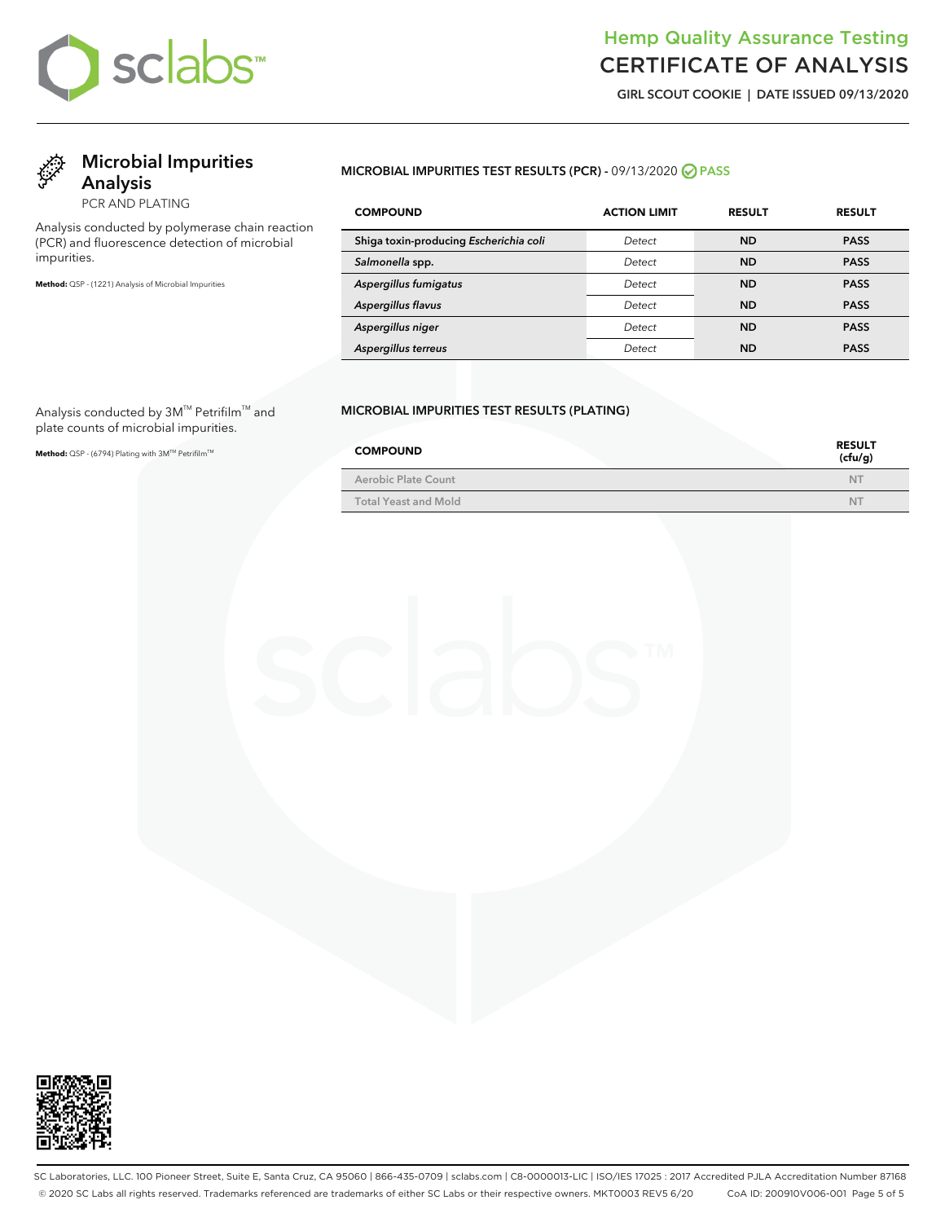## Microbial Impurities Analysis

PCR AND PLATING

Analysis conducted by polymerase chain reaction (PCR) and fluorescence detection of microbial impurities.

**Method:** QSP - (1221) Analysis of Microbial Impurities

### MICROBIAL IMPURITIES TEST RESULTS (PCR) - 09/13/2020 PASS

| COMPOUND | ACTION LIMIT | RESULT | RESULT |
|---|---|---|---|
| Shiga toxin-producing *Escherichia coli* | Detect | ND | PASS |
| *Salmonella* spp. | Detect | ND | PASS |
| *Aspergillus fumigatus* | Detect | ND | PASS |
| *Aspergillus flavus* | Detect | ND | PASS |
| *Aspergillus niger* | Detect | ND | PASS |
| *Aspergillus terreus* | Detect | ND | PASS |

Analysis conducted by 3M™ Petrifilm™ and plate counts of microbial impurities.

**Method:** QSP - (6794) Plating with 3M™ Petrifilm™

### MICROBIAL IMPURITIES TEST RESULTS (PLATING)

| COMPOUND | RESULT (cfu/g) |
|---|---|
| Aerobic Plate Count | NT |
| Total Yeast and Mold | NT |

SC Laboratories, LLC. 100 Pioneer Street, Suite E, Santa Cruz, CA 95060 | 866-435-0709 | sclabs.com | C8-0000013-LIC | ISO/IES 17025 : 2017 Accredited PJLA Accreditation Number 87168

© 2020 SC Labs all rights reserved. Trademarks referenced are trademarks of either SC Labs or their respective owners. MKT0003 REV5 6/20 CoA ID: 200910V006-001